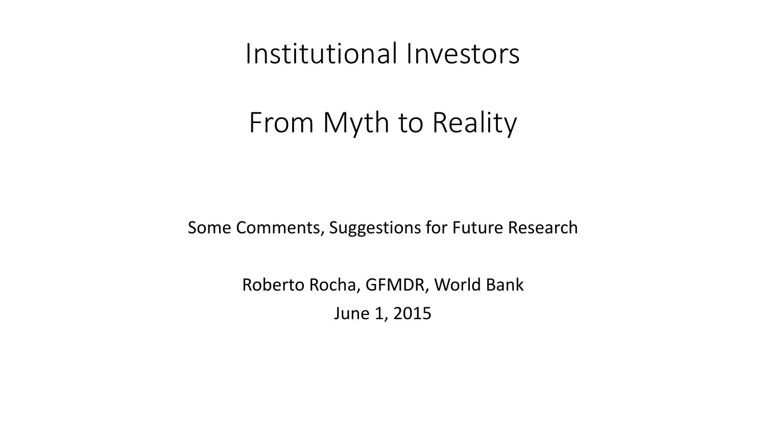# Institutional Investors

# From Myth to Reality

Some Comments, Suggestions for Future Research

Roberto Rocha, GFMDR, World Bank

June 1, 2015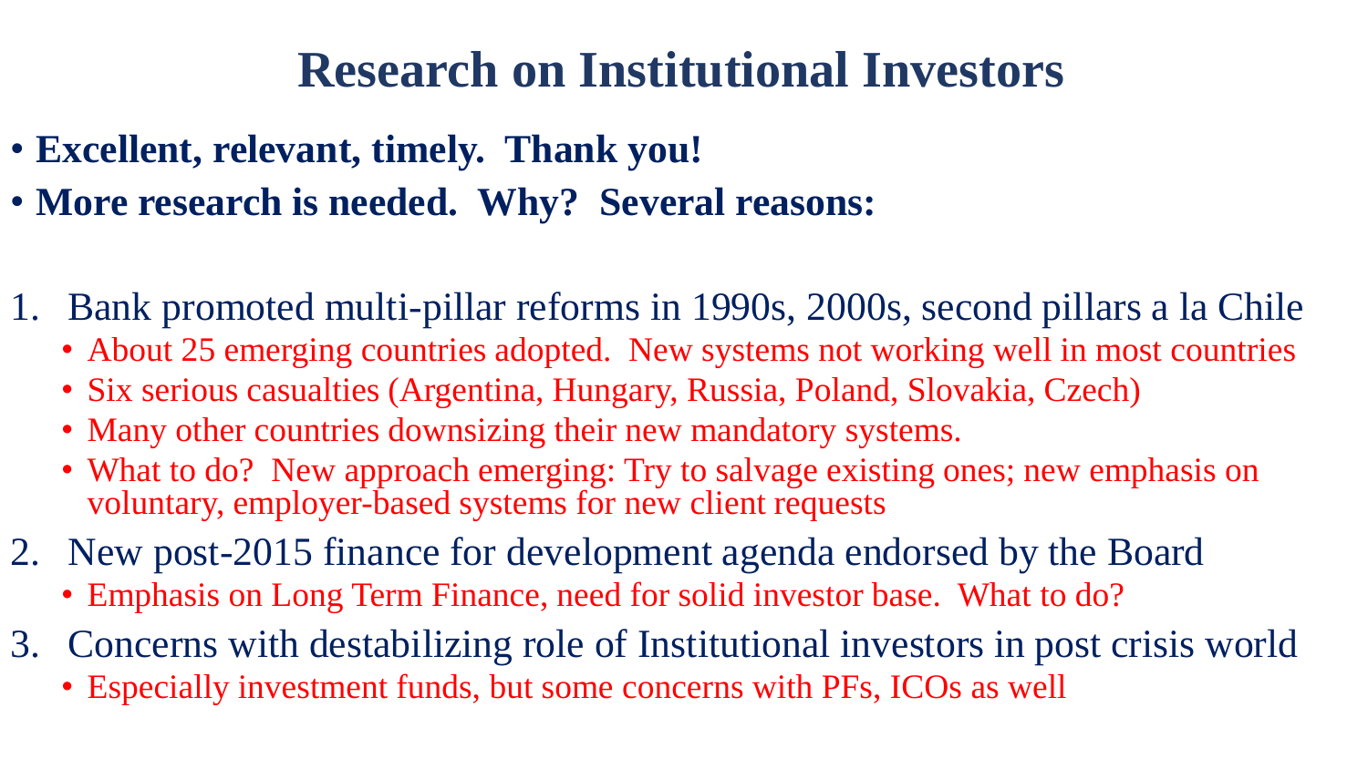# Research on Institutional Investors

- **Excellent, relevant, timely. Thank you!**
- **More research is needed. Why? Several reasons:**

1. Bank promoted multi-pillar reforms in 1990s, 2000s, second pillars a la Chile
   - About 25 emerging countries adopted. New systems not working well in most countries
   - Six serious casualties (Argentina, Hungary, Russia, Poland, Slovakia, Czech)
   - Many other countries downsizing their new mandatory systems.
   - What to do? New approach emerging: Try to salvage existing ones; new emphasis on voluntary, employer-based systems for new client requests
2. New post-2015 finance for development agenda endorsed by the Board
   - Emphasis on Long Term Finance, need for solid investor base. What to do?
3. Concerns with destabilizing role of Institutional investors in post crisis world
   - Especially investment funds, but some concerns with PFs, ICOs as well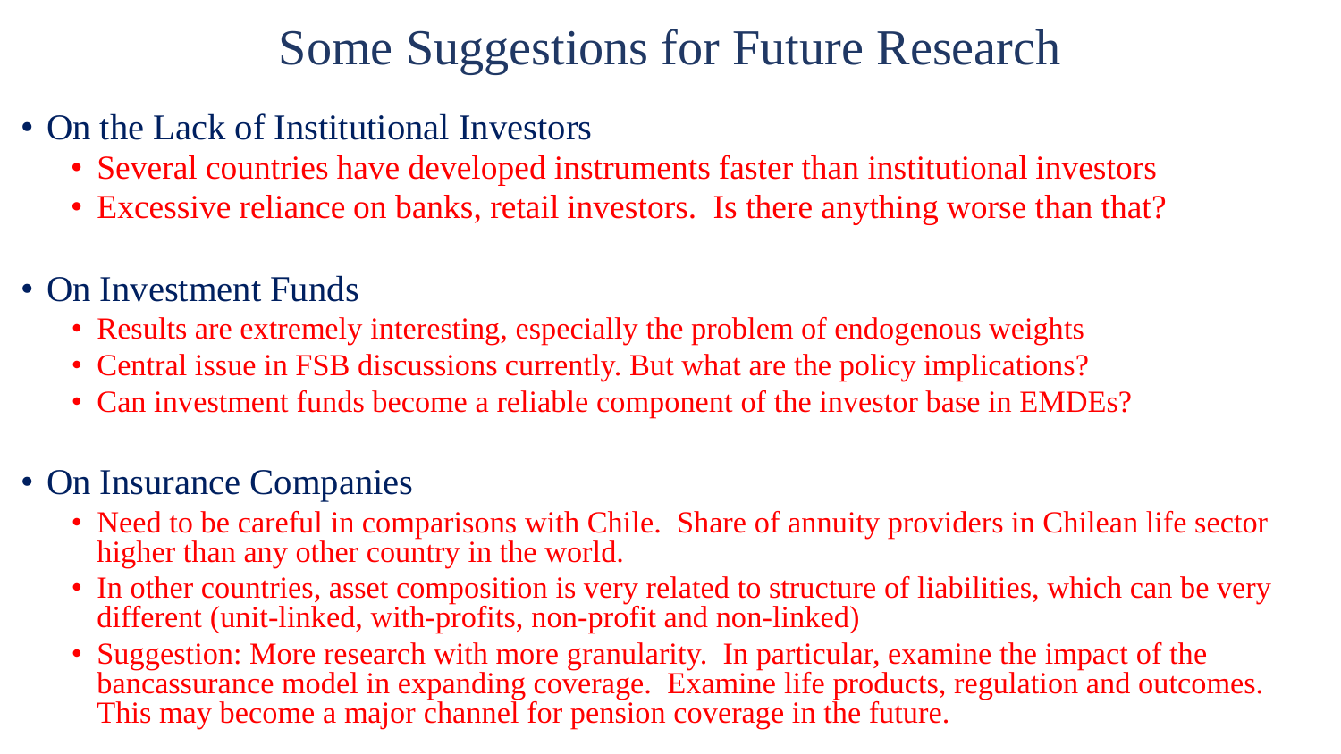# Some Suggestions for Future Research

- On the Lack of Institutional Investors
  - Several countries have developed instruments faster than institutional investors
  - Excessive reliance on banks, retail investors. Is there anything worse than that?

- On Investment Funds
  - Results are extremely interesting, especially the problem of endogenous weights
  - Central issue in FSB discussions currently. But what are the policy implications?
  - Can investment funds become a reliable component of the investor base in EMDEs?

- On Insurance Companies
  - Need to be careful in comparisons with Chile. Share of annuity providers in Chilean life sector higher than any other country in the world.
  - In other countries, asset composition is very related to structure of liabilities, which can be very different (unit-linked, with-profits, non-profit and non-linked)
  - Suggestion: More research with more granularity. In particular, examine the impact of the bancassurance model in expanding coverage. Examine life products, regulation and outcomes. This may become a major channel for pension coverage in the future.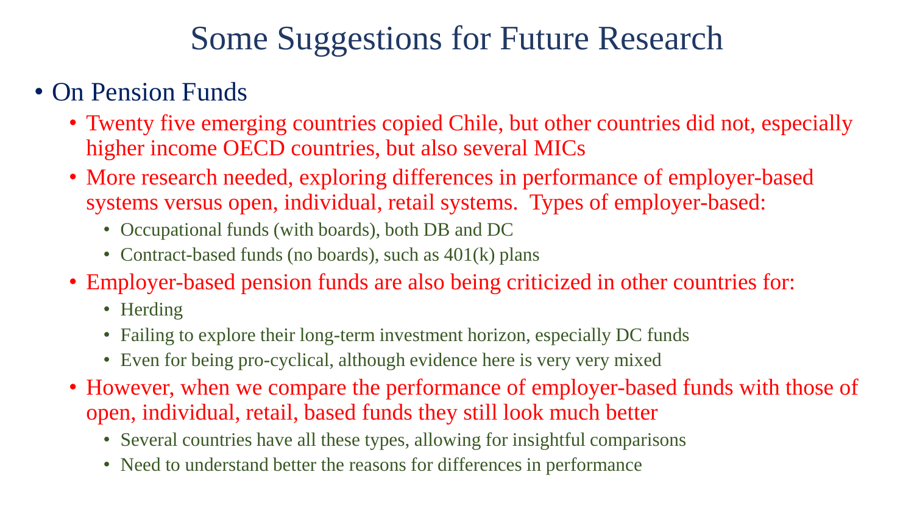# Some Suggestions for Future Research

- On Pension Funds
  - Twenty five emerging countries copied Chile, but other countries did not, especially higher income OECD countries, but also several MICs
  - More research needed, exploring differences in performance of employer-based systems versus open, individual, retail systems. Types of employer-based:
    - Occupational funds (with boards), both DB and DC
    - Contract-based funds (no boards), such as 401(k) plans
  - Employer-based pension funds are also being criticized in other countries for:
    - Herding
    - Failing to explore their long-term investment horizon, especially DC funds
    - Even for being pro-cyclical, although evidence here is very very mixed
  - However, when we compare the performance of employer-based funds with those of open, individual, retail, based funds they still look much better
    - Several countries have all these types, allowing for insightful comparisons
    - Need to understand better the reasons for differences in performance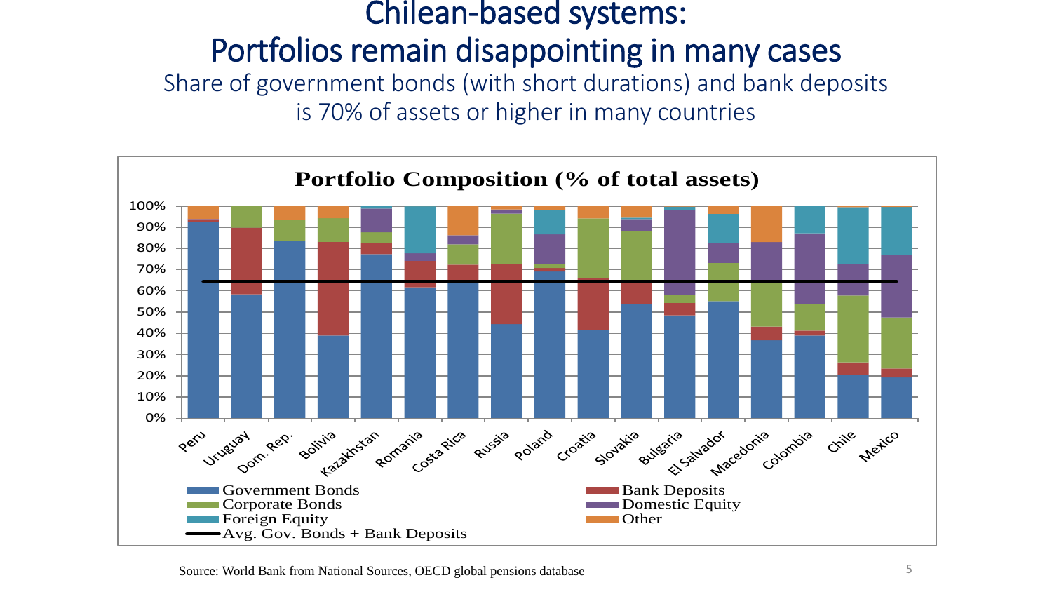# Chilean-based systems:
# Portfolios remain disappointing in many cases

Share of government bonds (with short durations) and bank deposits is 70% of assets or higher in many countries

**Portfolio Composition (% of total assets)**

Countries: Peru, Uruguay, Dom. Rep., Bolivia, Kazakhstan, Romania, Costa Rica, Russia, Poland, Croatia, Slovakia, Bulgaria, El Salvador, Macedonia, Colombia, Chile, Mexico

Legend: Government Bonds; Bank Deposits; Corporate Bonds; Domestic Equity; Foreign Equity; Other; Avg. Gov. Bonds + Bank Deposits

Source: World Bank from National Sources, OECD global pensions database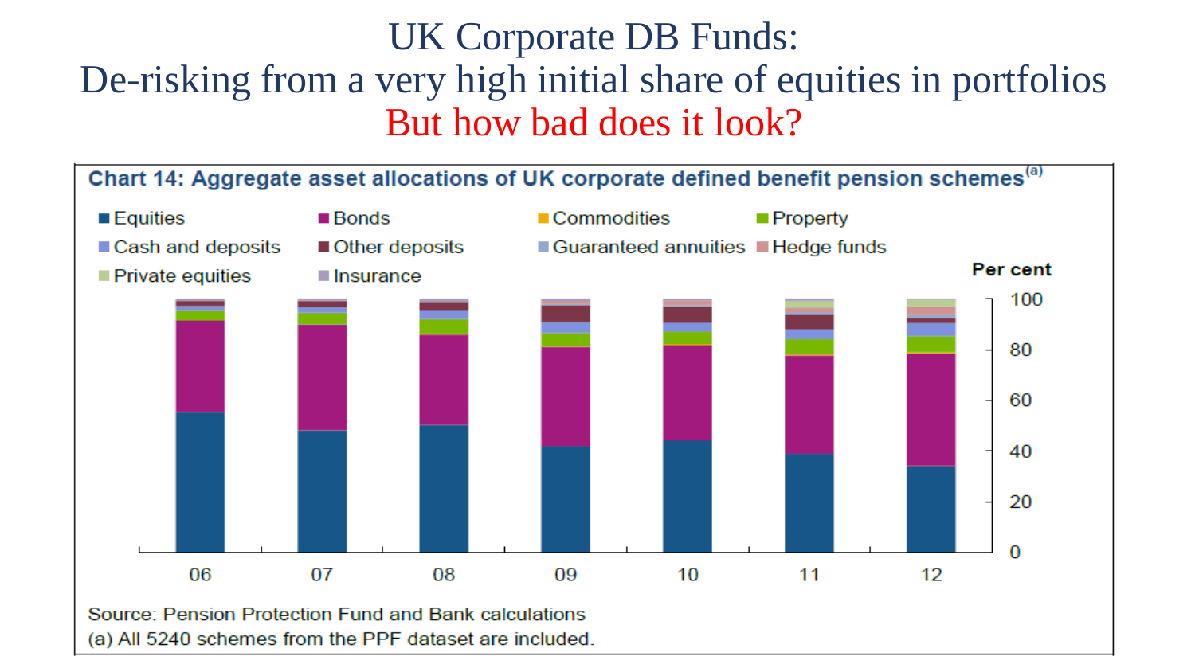# UK Corporate DB Funds:
# De-risking from a very high initial share of equities in portfolios
# But how bad does it look?

**Chart 14: Aggregate asset allocations of UK corporate defined benefit pension schemes[a]**

Legend: Equities, Bonds, Commodities, Property, Cash and deposits, Other deposits, Guaranteed annuities, Hedge funds, Private equities, Insurance

Per cent

Source: Pension Protection Fund and Bank calculations

(a) All 5240 schemes from the PPF dataset are included.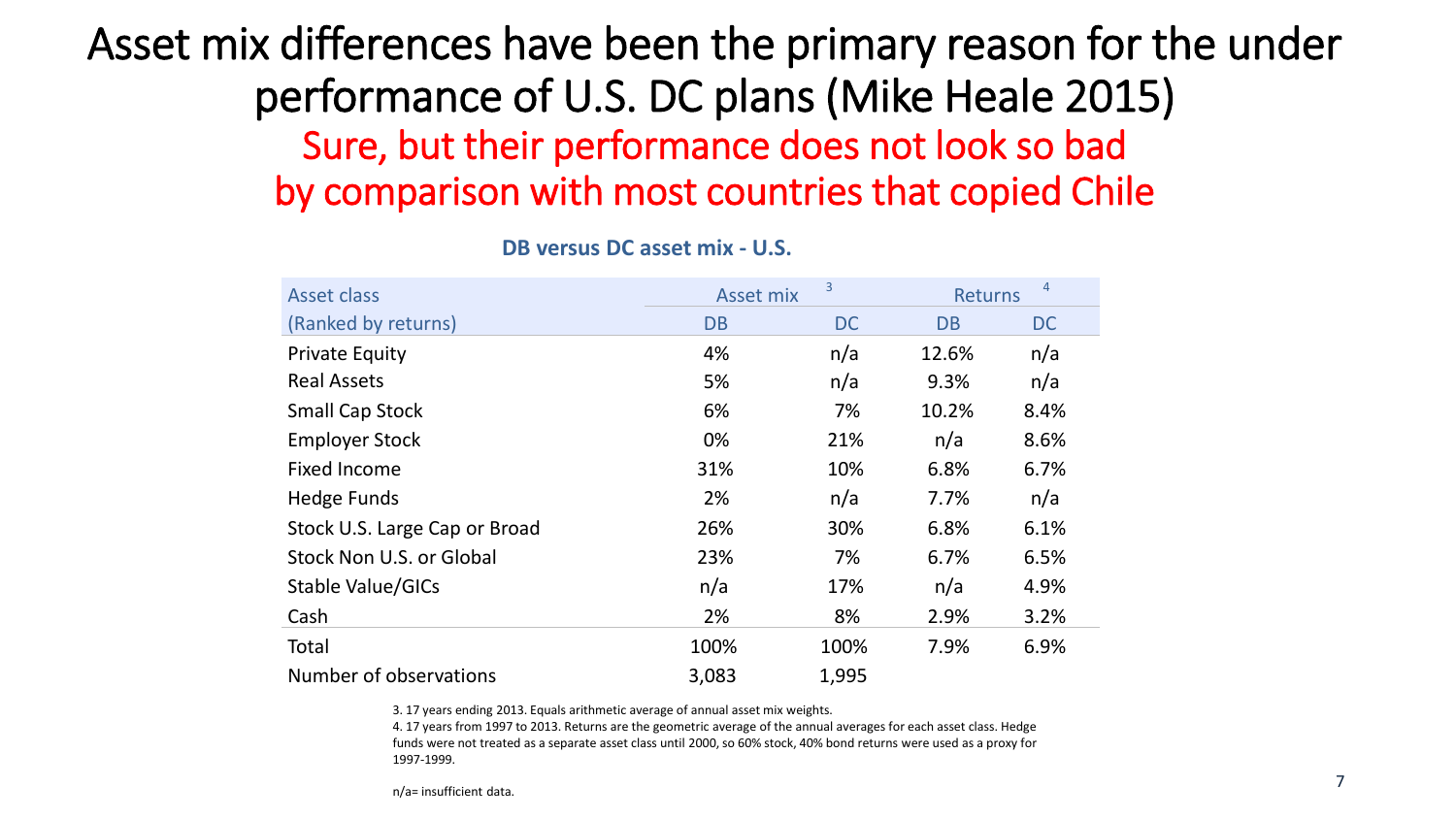# Asset mix differences have been the primary reason for the under performance of U.S. DC plans (Mike Heale 2015)

## Sure, but their performance does not look so bad by comparison with most countries that copied Chile

**DB versus DC asset mix - U.S.**

| Asset class | Asset mix [3] | | Returns [4] | |
|---|---|---|---|---|
| (Ranked by returns) | DB | DC | DB | DC |
| Private Equity | 4% | n/a | 12.6% | n/a |
| Real Assets | 5% | n/a | 9.3% | n/a |
| Small Cap Stock | 6% | 7% | 10.2% | 8.4% |
| Employer Stock | 0% | 21% | n/a | 8.6% |
| Fixed Income | 31% | 10% | 6.8% | 6.7% |
| Hedge Funds | 2% | n/a | 7.7% | n/a |
| Stock U.S. Large Cap or Broad | 26% | 30% | 6.8% | 6.1% |
| Stock Non U.S. or Global | 23% | 7% | 6.7% | 6.5% |
| Stable Value/GICs | n/a | 17% | n/a | 4.9% |
| Cash | 2% | 8% | 2.9% | 3.2% |
| Total | 100% | 100% | 7.9% | 6.9% |
| Number of observations | 3,083 | 1,995 | | |

3. 17 years ending 2013. Equals arithmetic average of annual asset mix weights.

4. 17 years from 1997 to 2013. Returns are the geometric average of the annual averages for each asset class. Hedge funds were not treated as a separate asset class until 2000, so 60% stock, 40% bond returns were used as a proxy for 1997-1999.

n/a= insufficient data.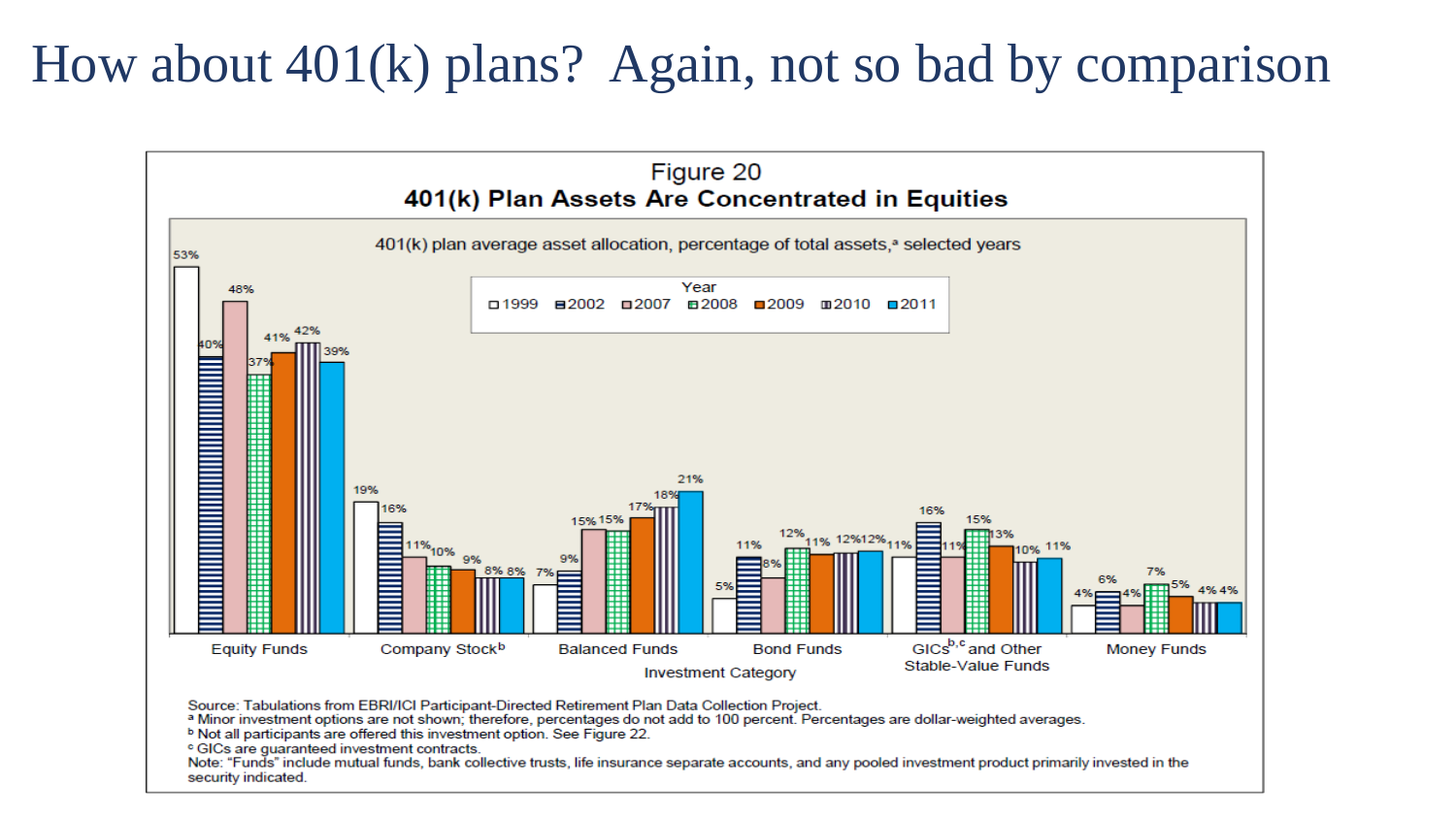# How about 401(k) plans? Again, not so bad by comparison

**Figure 20**

**401(k) Plan Assets Are Concentrated in Equities**

401(k) plan average asset allocation, percentage of total assets,[a] selected years

| Investment Category | 1999 | 2002 | 2007 | 2008 | 2009 | 2010 | 2011 |
|---|---|---|---|---|---|---|---|
| Equity Funds | 53% | 40% | 48% | 37% | 41% | 42% | 39% |
| Company Stock[b] | 19% | 16% | 11% | 10% | 9% | 8% | 8% |
| Balanced Funds | 7% | 9% | 15% | 15% | 17% | 18% | 21% |
| Bond Funds | 5% | 11% | 8% | 12% | 11% | 12% | 12% |
| GICs[b,c] and Other Stable-Value Funds | 11% | 16% | 11% | 15% | 13% | 10% | 11% |
| Money Funds | 4% | 6% | 4% | 7% | 5% | 4% | 4% |

Source: Tabulations from EBRI/ICI Participant-Directed Retirement Plan Data Collection Project.

[a] Minor investment options are not shown; therefore, percentages do not add to 100 percent. Percentages are dollar-weighted averages.

[b] Not all participants are offered this investment option. See Figure 22.

[c] GICs are guaranteed investment contracts.

Note: "Funds" include mutual funds, bank collective trusts, life insurance separate accounts, and any pooled investment product primarily invested in the security indicated.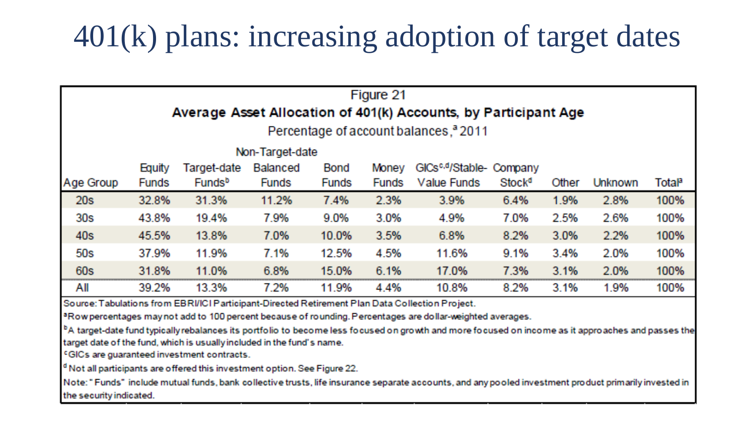# 401(k) plans: increasing adoption of target dates

Figure 21

**Average Asset Allocation of 401(k) Accounts, by Participant Age**

Percentage of account balances,[a] 2011

| Age Group | Equity Funds | Target-date Funds[b] | Non-Target-date Balanced Funds | Bond Funds | Money Funds | GICs[c,d]/Stable-Value Funds | Company Stock[d] | Other | Unknown | Total[a] |
|---|---|---|---|---|---|---|---|---|---|---|
| 20s | 32.8% | 31.3% | 11.2% | 7.4% | 2.3% | 3.9% | 6.4% | 1.9% | 2.8% | 100% |
| 30s | 43.8% | 19.4% | 7.9% | 9.0% | 3.0% | 4.9% | 7.0% | 2.5% | 2.6% | 100% |
| 40s | 45.5% | 13.8% | 7.0% | 10.0% | 3.5% | 6.8% | 8.2% | 3.0% | 2.2% | 100% |
| 50s | 37.9% | 11.9% | 7.1% | 12.5% | 4.5% | 11.6% | 9.1% | 3.4% | 2.0% | 100% |
| 60s | 31.8% | 11.0% | 6.8% | 15.0% | 6.1% | 17.0% | 7.3% | 3.1% | 2.0% | 100% |
| All | 39.2% | 13.3% | 7.2% | 11.9% | 4.4% | 10.8% | 8.2% | 3.1% | 1.9% | 100% |

Source: Tabulations from EBRI/ICI Participant-Directed Retirement Plan Data Collection Project.

[a]Row percentages may not add to 100 percent because of rounding. Percentages are dollar-weighted averages.

[b]A target-date fund typically rebalances its portfolio to become less focused on growth and more focused on income as it approaches and passes the target date of the fund, which is usually included in the fund's name.

[c]GICs are guaranteed investment contracts.

[d]Not all participants are offered this investment option. See Figure 22.

Note: "Funds" include mutual funds, bank collective trusts, life insurance separate accounts, and any pooled investment product primarily invested in the security indicated.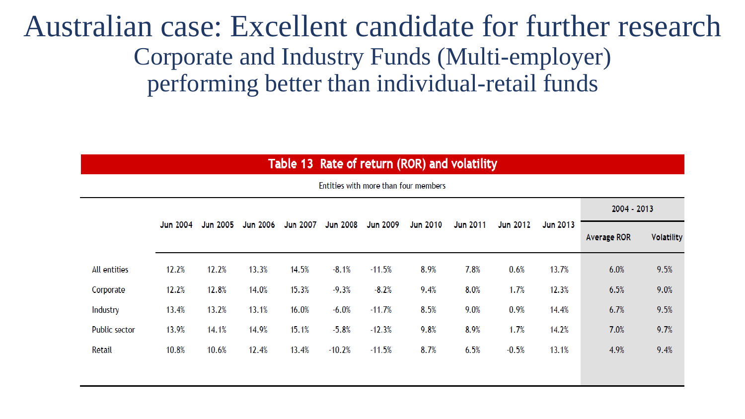# Australian case: Excellent candidate for further research

## Corporate and Industry Funds (Multi-employer) performing better than individual-retail funds

**Table 13 Rate of return (ROR) and volatility**

Entities with more than four members

| | Jun 2004 | Jun 2005 | Jun 2006 | Jun 2007 | Jun 2008 | Jun 2009 | Jun 2010 | Jun 2011 | Jun 2012 | Jun 2013 | 2004 - 2013 | |
|---|---|---|---|---|---|---|---|---|---|---|---|---|
| | | | | | | | | | | | Average ROR | Volatility |
| All entities | 12.2% | 12.2% | 13.3% | 14.5% | -8.1% | -11.5% | 8.9% | 7.8% | 0.6% | 13.7% | 6.0% | 9.5% |
| Corporate | 12.2% | 12.8% | 14.0% | 15.3% | -9.3% | -8.2% | 9.4% | 8.0% | 1.7% | 12.3% | 6.5% | 9.0% |
| Industry | 13.4% | 13.2% | 13.1% | 16.0% | -6.0% | -11.7% | 8.5% | 9.0% | 0.9% | 14.4% | 6.7% | 9.5% |
| Public sector | 13.9% | 14.1% | 14.9% | 15.1% | -5.8% | -12.3% | 9.8% | 8.9% | 1.7% | 14.2% | 7.0% | 9.7% |
| Retail | 10.8% | 10.6% | 12.4% | 13.4% | -10.2% | -11.5% | 8.7% | 6.5% | -0.5% | 13.1% | 4.9% | 9.4% |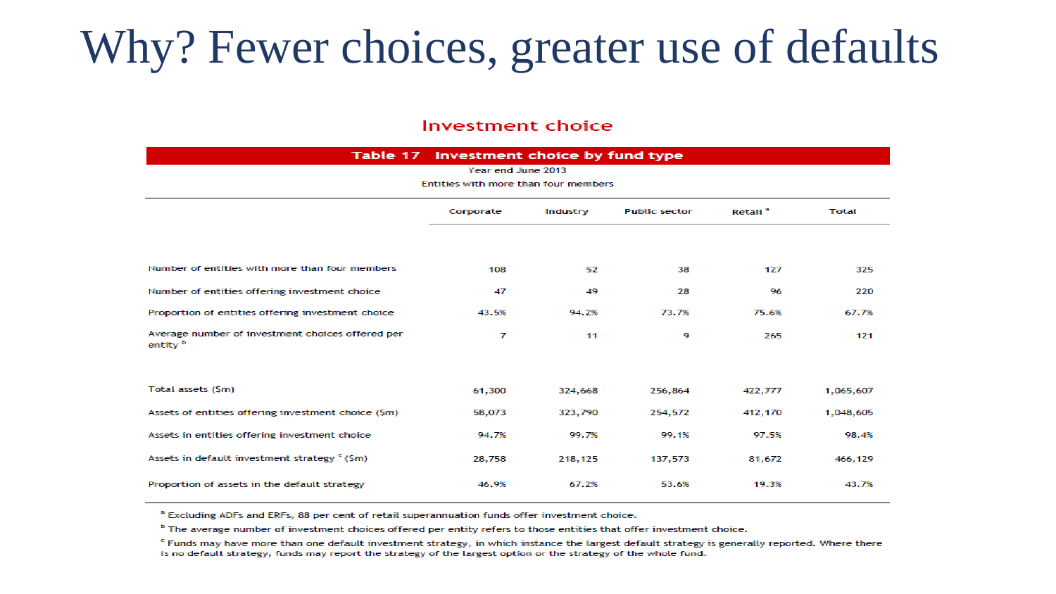# Why? Fewer choices, greater use of defaults

## Investment choice

**Table 17 Investment choice by fund type**

Year end June 2013

Entities with more than four members

| | Corporate | Industry | Public sector | Retail [a] | Total |
|---|---|---|---|---|---|
| Number of entities with more than four members | 108 | 52 | 38 | 127 | 325 |
| Number of entities offering investment choice | 47 | 49 | 28 | 96 | 220 |
| Proportion of entities offering investment choice | 43.5% | 94.2% | 73.7% | 75.6% | 67.7% |
| Average number of investment choices offered per entity [b] | 7 | 11 | 9 | 265 | 121 |
| Total assets ($m) | 61,300 | 324,668 | 256,864 | 422,777 | 1,065,607 |
| Assets of entities offering investment choice ($m) | 58,073 | 323,790 | 254,572 | 412,170 | 1,048,605 |
| Assets in entities offering investment choice | 94.7% | 99.7% | 99.1% | 97.5% | 98.4% |
| Assets in default investment strategy [c] ($m) | 28,758 | 218,125 | 137,573 | 81,672 | 466,129 |
| Proportion of assets in the default strategy | 46.9% | 67.2% | 53.6% | 19.3% | 43.7% |

[a] Excluding ADFs and ERFs, 88 per cent of retail superannuation funds offer investment choice.

[b] The average number of investment choices offered per entity refers to those entities that offer investment choice.

[c] Funds may have more than one default investment strategy, in which instance the largest default strategy is generally reported. Where there is no default strategy, funds may report the strategy of the largest option or the strategy of the whole fund.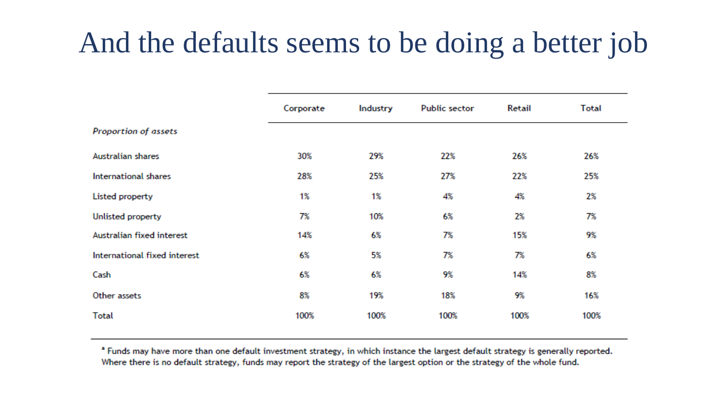# And the defaults seems to be doing a better job

| | Corporate | Industry | Public sector | Retail | Total |
|---|---|---|---|---|---|
| *Proportion of assets* | | | | | |
| Australian shares | 30% | 29% | 22% | 26% | 26% |
| International shares | 28% | 25% | 27% | 22% | 25% |
| Listed property | 1% | 1% | 4% | 4% | 2% |
| Unlisted property | 7% | 10% | 6% | 2% | 7% |
| Australian fixed interest | 14% | 6% | 7% | 15% | 9% |
| International fixed interest | 6% | 5% | 7% | 7% | 6% |
| Cash | 6% | 6% | 9% | 14% | 8% |
| Other assets | 8% | 19% | 18% | 9% | 16% |
| Total | 100% | 100% | 100% | 100% | 100% |

[a] Funds may have more than one default investment strategy, in which instance the largest default strategy is generally reported. Where there is no default strategy, funds may report the strategy of the largest option or the strategy of the whole fund.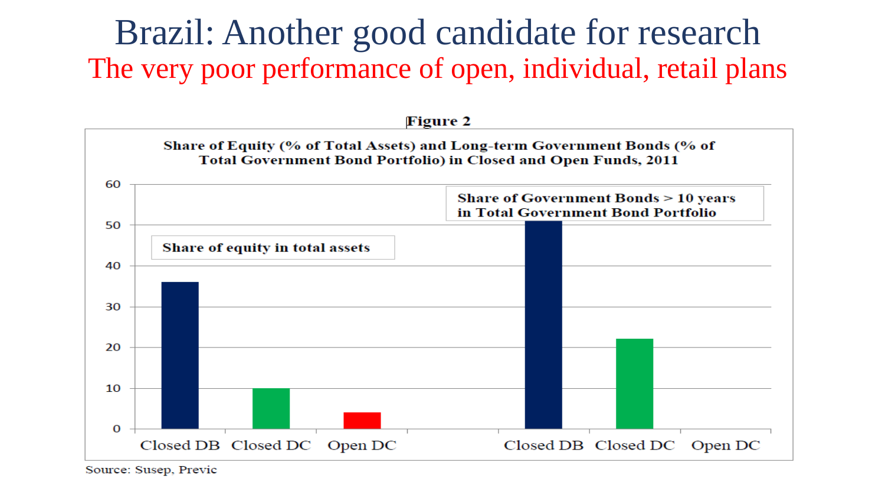# Brazil: Another good candidate for research

## The very poor performance of open, individual, retail plans

Figure 2

Share of Equity (% of Total Assets) and Long-term Government Bonds (% of Total Government Bond Portfolio) in Closed and Open Funds, 2011

60
50
40
30
20
10
0

Share of equity in total assets

Share of Government Bonds > 10 years in Total Government Bond Portfolio

Closed DB
Closed DC
Open DC
Closed DB
Closed DC
Open DC

Source: Susep, Previc